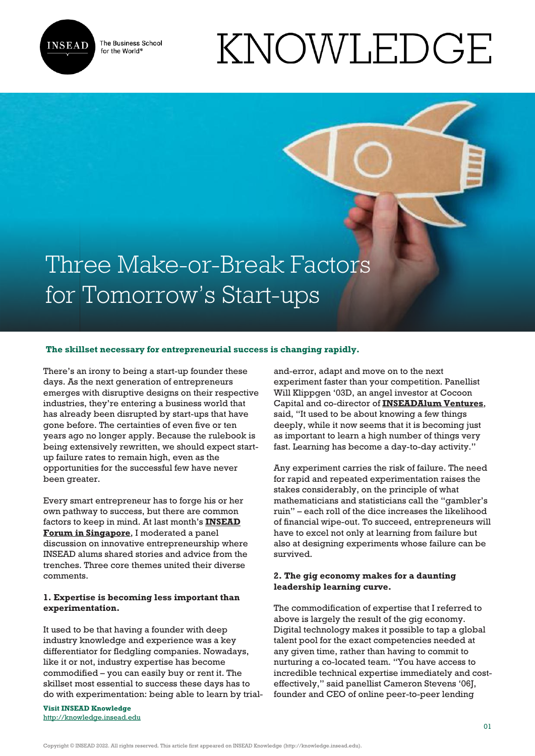# Three Make-or-Break Factors for Tomorrow's Start-ups

**The skillset necessary for entrepreneurial success is changing rapidly.**

There's an irony to being a start-up founder these days. As the next generation of entrepreneurs emerges with disruptive designs on their respective industries, they're entering a business world that has already been disrupted by start-ups that have gone before. The certainties of even five or ten years ago no longer apply. Because the rulebook is being extensively rewritten, we should expect start-up failure rates to remain high, even as the opportunities for the successful few have never been greater.

Every smart entrepreneur has to forge his or her own pathway to success, but there are common factors to keep in mind. At last month's **INSEAD Forum in Singapore**, I moderated a panel discussion on innovative entrepreneurship where INSEAD alums shared stories and advice from the trenches. Three core themes united their diverse comments.

### 1. Expertise is becoming less important than experimentation.

It used to be that having a founder with deep industry knowledge and experience was a key differentiator for fledgling companies. Nowadays, like it or not, industry expertise has become commodified – you can easily buy or rent it. The skillset most essential to success these days has to do with experimentation: being able to learn by trial-and-error, adapt and move on to the next experiment faster than your competition. Panellist Will Klippgen '03D, an angel investor at Cocoon Capital and co-director of **INSEADAlum Ventures**, said, "It used to be about knowing a few things deeply, while it now seems that it is becoming just as important to learn a high number of things very fast. Learning has become a day-to-day activity."

Any experiment carries the risk of failure. The need for rapid and repeated experimentation raises the stakes considerably, on the principle of what mathematicians and statisticians call the "gambler's ruin" – each roll of the dice increases the likelihood of financial wipe-out. To succeed, entrepreneurs will have to excel not only at learning from failure but also at designing experiments whose failure can be survived.

### 2. The gig economy makes for a daunting leadership learning curve.

The commodification of expertise that I referred to above is largely the result of the gig economy. Digital technology makes it possible to tap a global talent pool for the exact competencies needed at any given time, rather than having to commit to nurturing a co-located team. "You have access to incredible technical expertise immediately and cost-effectively," said panellist Cameron Stevens '06J, founder and CEO of online peer-to-peer lending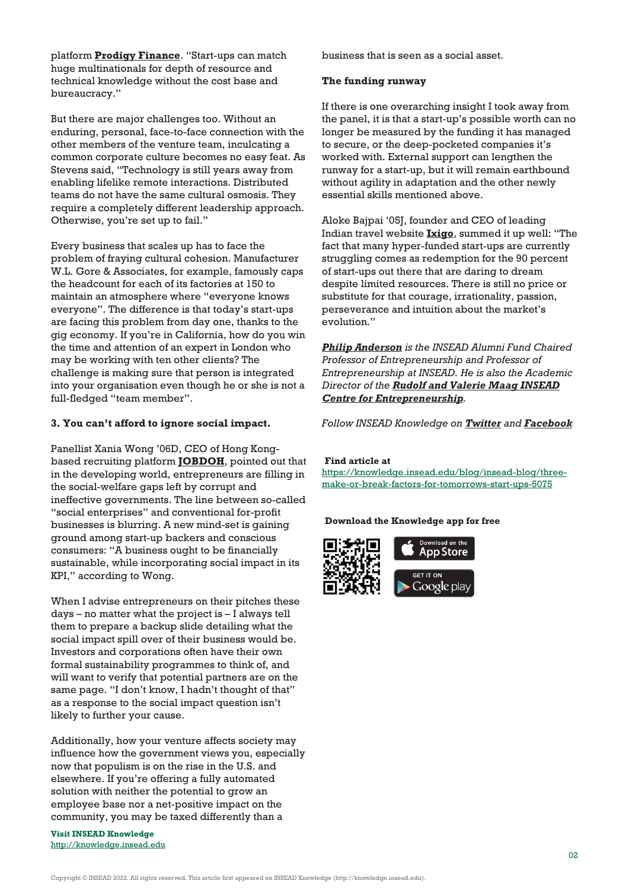platform **Prodigy Finance**. "Start-ups can match huge multinationals for depth of resource and technical knowledge without the cost base and bureaucracy."

But there are major challenges too. Without an enduring, personal, face-to-face connection with the other members of the venture team, inculcating a common corporate culture becomes no easy feat. As Stevens said, "Technology is still years away from enabling lifelike remote interactions. Distributed teams do not have the same cultural osmosis. They require a completely different leadership approach. Otherwise, you're set up to fail."

Every business that scales up has to face the problem of fraying cultural cohesion. Manufacturer W.L. Gore & Associates, for example, famously caps the headcount for each of its factories at 150 to maintain an atmosphere where "everyone knows everyone". The difference is that today's start-ups are facing this problem from day one, thanks to the gig economy. If you're in California, how do you win the time and attention of an expert in London who may be working with ten other clients? The challenge is making sure that person is integrated into your organisation even though he or she is not a full-fledged "team member".

### 3. You can't afford to ignore social impact.

Panellist Xania Wong '06D, CEO of Hong Kong-based recruiting platform **JOBDOH**, pointed out that in the developing world, entrepreneurs are filling in the social-welfare gaps left by corrupt and ineffective governments. The line between so-called "social enterprises" and conventional for-profit businesses is blurring. A new mind-set is gaining ground among start-up backers and conscious consumers: "A business ought to be financially sustainable, while incorporating social impact in its KPI," according to Wong.

When I advise entrepreneurs on their pitches these days – no matter what the project is – I always tell them to prepare a backup slide detailing what the social impact spill over of their business would be. Investors and corporations often have their own formal sustainability programmes to think of, and will want to verify that potential partners are on the same page. "I don't know, I hadn't thought of that" as a response to the social impact question isn't likely to further your cause.

Additionally, how your venture affects society may influence how the government views you, especially now that populism is on the rise in the U.S. and elsewhere. If you're offering a fully automated solution with neither the potential to grow an employee base nor a net-positive impact on the community, you may be taxed differently than a business that is seen as a social asset.

### The funding runway

If there is one overarching insight I took away from the panel, it is that a start-up's possible worth can no longer be measured by the funding it has managed to secure, or the deep-pocketed companies it's worked with. External support can lengthen the runway for a start-up, but it will remain earthbound without agility in adaptation and the other newly essential skills mentioned above.

Aloke Bajpai '05J, founder and CEO of leading Indian travel website **Ixigo**, summed it up well: "The fact that many hyper-funded start-ups are currently struggling comes as redemption for the 90 percent of start-ups out there that are daring to dream despite limited resources. There is still no price or substitute for that courage, irrationality, passion, perseverance and intuition about the market's evolution."

***Philip Anderson*** *is the INSEAD Alumni Fund Chaired Professor of Entrepreneurship and Professor of Entrepreneurship at INSEAD. He is also the Academic Director of the* ***Rudolf and Valerie Maag INSEAD Centre for Entrepreneurship****.*

*Follow INSEAD Knowledge on* ***Twitter*** *and* ***Facebook***

**Find article at**
https://knowledge.insead.edu/blog/insead-blog/three-make-or-break-factors-for-tomorrows-start-ups-5075

**Download the Knowledge app for free**

Download on the App Store

GET IT ON Google play

**Visit INSEAD Knowledge**
http://knowledge.insead.edu

Copyright © INSEAD 2022. All rights reserved. This article first appeared on INSEAD Knowledge (http://knowledge.insead.edu).